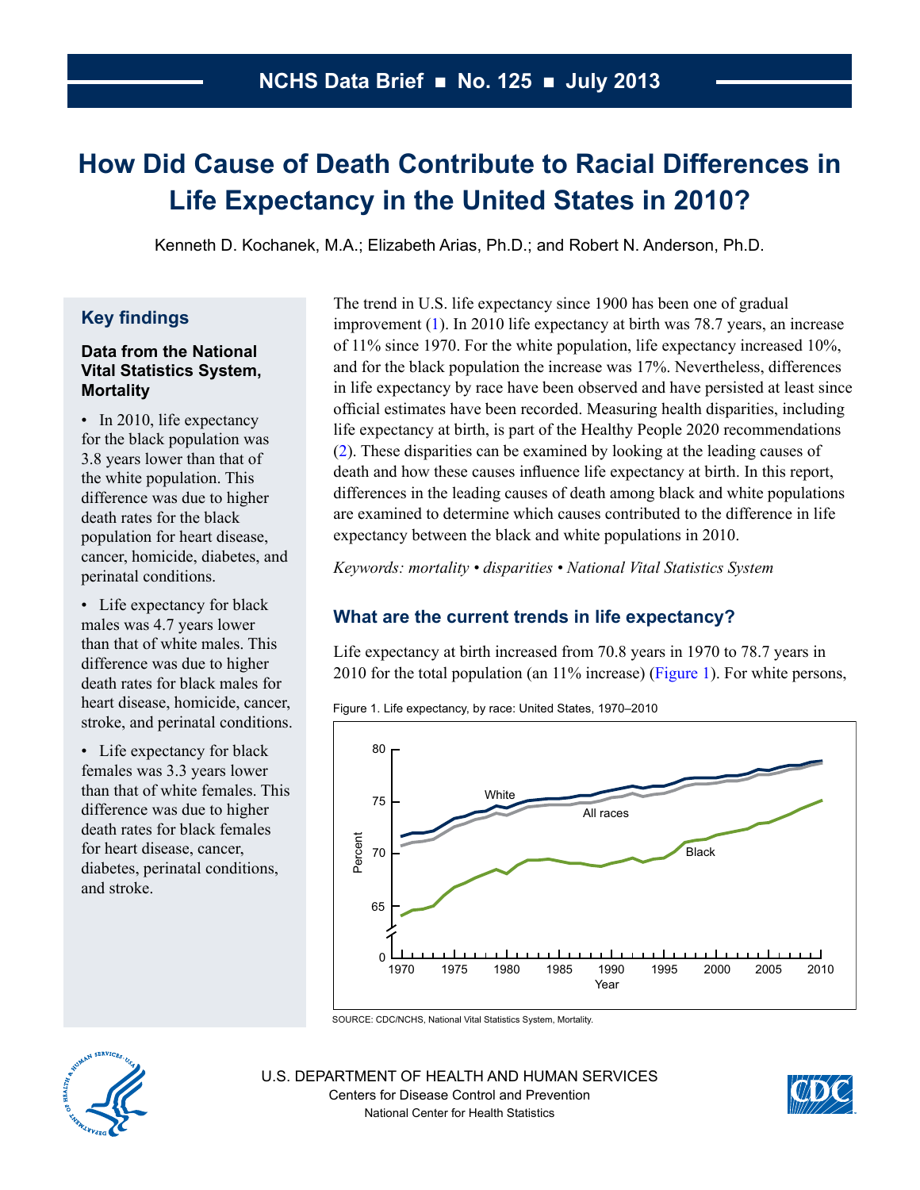NCHS Data Brief ■ No. 125 ■ July 2013

# How Did Cause of Death Contribute to Racial Differences in Life Expectancy in the United States in 2010?

Kenneth D. Kochanek, M.A.; Elizabeth Arias, Ph.D.; and Robert N. Anderson, Ph.D.

## Key findings

### Data from the National Vital Statistics System, Mortality

- In 2010, life expectancy for the black population was 3.8 years lower than that of the white population. This difference was due to higher death rates for the black population for heart disease, cancer, homicide, diabetes, and perinatal conditions.
- Life expectancy for black males was 4.7 years lower than that of white males. This difference was due to higher death rates for black males for heart disease, homicide, cancer, stroke, and perinatal conditions.
- Life expectancy for black females was 3.3 years lower than that of white females. This difference was due to higher death rates for black females for heart disease, cancer, diabetes, perinatal conditions, and stroke.

The trend in U.S. life expectancy since 1900 has been one of gradual improvement (1). In 2010 life expectancy at birth was 78.7 years, an increase of 11% since 1970. For the white population, life expectancy increased 10%, and for the black population the increase was 17%. Nevertheless, differences in life expectancy by race have been observed and have persisted at least since official estimates have been recorded. Measuring health disparities, including life expectancy at birth, is part of the Healthy People 2020 recommendations (2). These disparities can be examined by looking at the leading causes of death and how these causes influence life expectancy at birth. In this report, differences in the leading causes of death among black and white populations are examined to determine which causes contributed to the difference in life expectancy between the black and white populations in 2010.

*Keywords: mortality • disparities • National Vital Statistics System*

## What are the current trends in life expectancy?

Life expectancy at birth increased from 70.8 years in 1970 to 78.7 years in 2010 for the total population (an 11% increase) (Figure 1). For white persons,

Figure 1. Life expectancy, by race: United States, 1970–2010

Percent
80
75
70
65
0
White
All races
Black
1970 1975 1980 1985 1990 1995 2000 2005 2010
Year

SOURCE: CDC/NCHS, National Vital Statistics System, Mortality.

U.S. DEPARTMENT OF HEALTH AND HUMAN SERVICES
Centers for Disease Control and Prevention
National Center for Health Statistics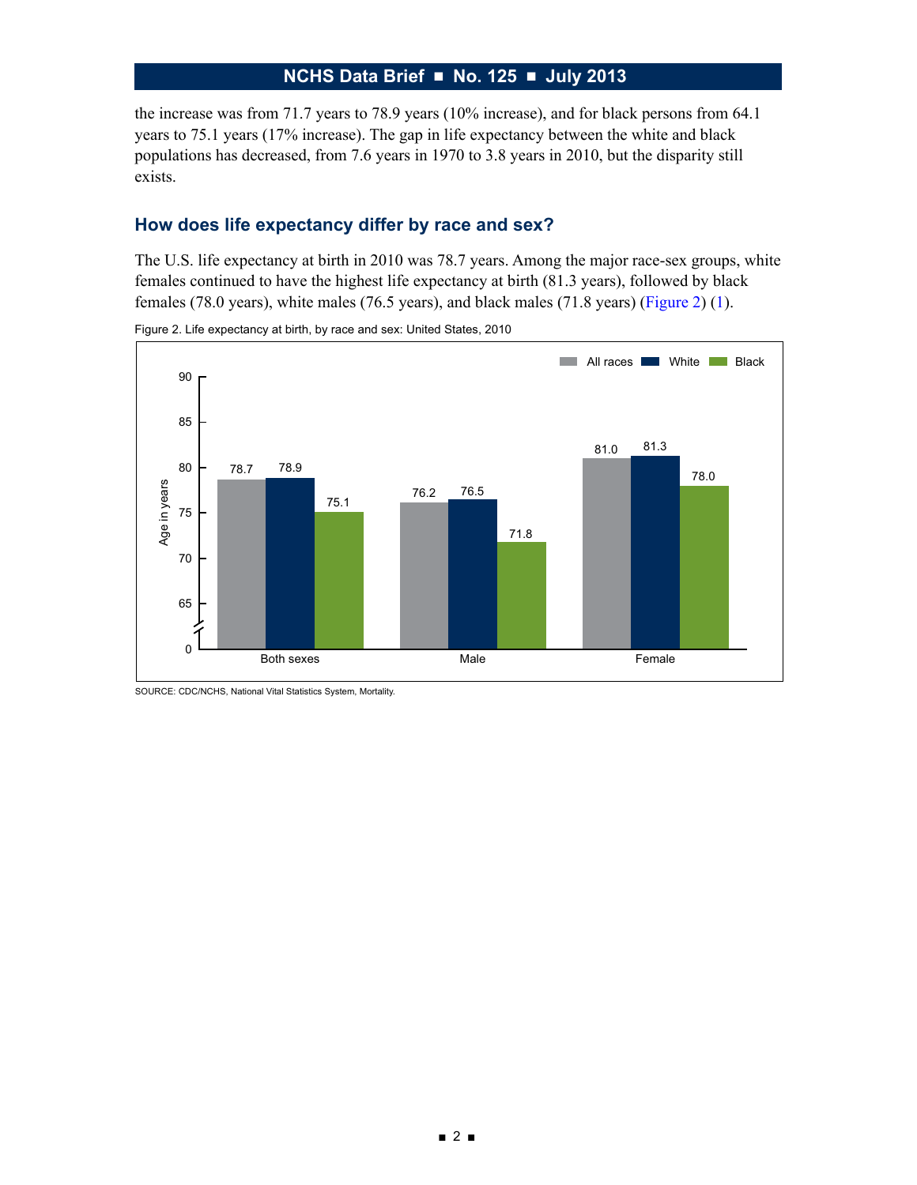the increase was from 71.7 years to 78.9 years (10% increase), and for black persons from 64.1 years to 75.1 years (17% increase). The gap in life expectancy between the white and black populations has decreased, from 7.6 years in 1970 to 3.8 years in 2010, but the disparity still exists.

## How does life expectancy differ by race and sex?

The U.S. life expectancy at birth in 2010 was 78.7 years. Among the major race-sex groups, white females continued to have the highest life expectancy at birth (81.3 years), followed by black females (78.0 years), white males (76.5 years), and black males (71.8 years) (Figure 2) (1).

Figure 2. Life expectancy at birth, by race and sex: United States, 2010

All races
White
Black

Age in years

90
85
80
75
70
65
0

Both sexes
78.7
78.9
75.1

Male
76.2
76.5
71.8

Female
81.0
81.3
78.0

SOURCE: CDC/NCHS, National Vital Statistics System, Mortality.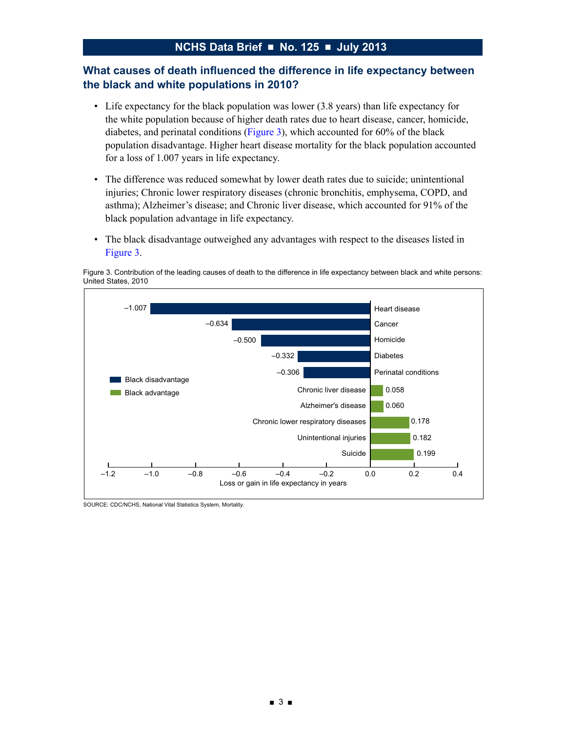## What causes of death influenced the difference in life expectancy between the black and white populations in 2010?

- Life expectancy for the black population was lower (3.8 years) than life expectancy for the white population because of higher death rates due to heart disease, cancer, homicide, diabetes, and perinatal conditions (Figure 3), which accounted for 60% of the black population disadvantage. Higher heart disease mortality for the black population accounted for a loss of 1.007 years in life expectancy.
- The difference was reduced somewhat by lower death rates due to suicide; unintentional injuries; Chronic lower respiratory diseases (chronic bronchitis, emphysema, COPD, and asthma); Alzheimer's disease; and Chronic liver disease, which accounted for 91% of the black population advantage in life expectancy.
- The black disadvantage outweighed any advantages with respect to the diseases listed in Figure 3.

Figure 3. Contribution of the leading causes of death to the difference in life expectancy between black and white persons: United States, 2010

Black disadvantage
Black advantage

–1.007 Heart disease
–0.634 Cancer
–0.500 Homicide
–0.332 Diabetes
–0.306 Perinatal conditions
Chronic liver disease 0.058
Alzheimer's disease 0.060
Chronic lower respiratory diseases 0.178
Unintentional injuries 0.182
Suicide 0.199

–1.2 –1.0 –0.8 –0.6 –0.4 –0.2 0.0 0.2 0.4
Loss or gain in life expectancy in years

SOURCE: CDC/NCHS, National Vital Statistics System, Mortality.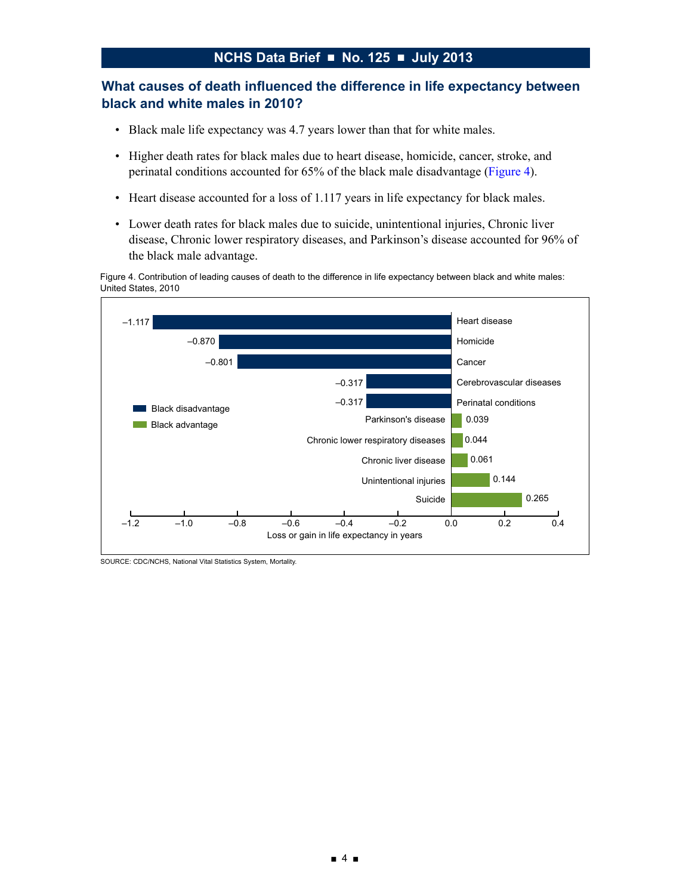## What causes of death influenced the difference in life expectancy between black and white males in 2010?

- Black male life expectancy was 4.7 years lower than that for white males.
- Higher death rates for black males due to heart disease, homicide, cancer, stroke, and perinatal conditions accounted for 65% of the black male disadvantage (Figure 4).
- Heart disease accounted for a loss of 1.117 years in life expectancy for black males.
- Lower death rates for black males due to suicide, unintentional injuries, Chronic liver disease, Chronic lower respiratory diseases, and Parkinson's disease accounted for 96% of the black male advantage.

Figure 4. Contribution of leading causes of death to the difference in life expectancy between black and white males: United States, 2010

–1.117 Heart disease

–0.870 Homicide

–0.801 Cancer

–0.317 Cerebrovascular diseases

–0.317 Perinatal conditions

Parkinson's disease 0.039

Chronic lower respiratory diseases 0.044

Chronic liver disease 0.061

Unintentional injuries 0.144

Suicide 0.265

Black disadvantage

Black advantage

–1.2 –1.0 –0.8 –0.6 –0.4 –0.2 0.0 0.2 0.4

Loss or gain in life expectancy in years

SOURCE: CDC/NCHS, National Vital Statistics System, Mortality.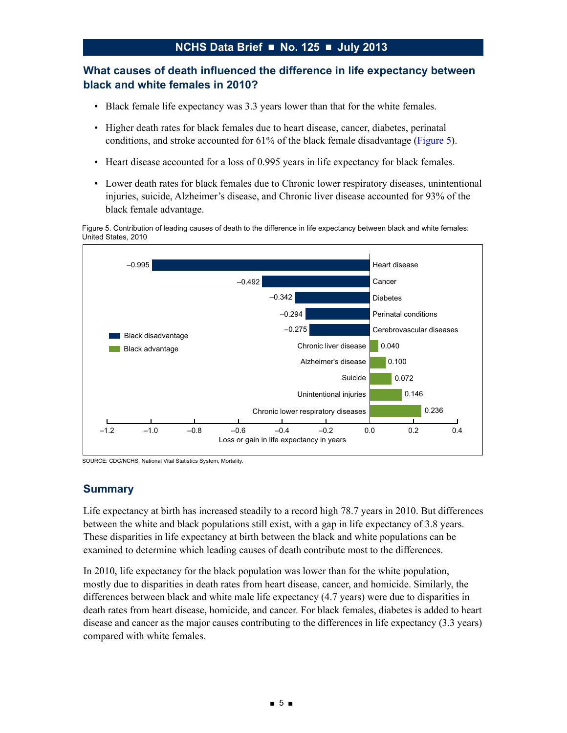## What causes of death influenced the difference in life expectancy between black and white females in 2010?

- Black female life expectancy was 3.3 years lower than that for the white females.
- Higher death rates for black females due to heart disease, cancer, diabetes, perinatal conditions, and stroke accounted for 61% of the black female disadvantage (Figure 5).
- Heart disease accounted for a loss of 0.995 years in life expectancy for black females.
- Lower death rates for black females due to Chronic lower respiratory diseases, unintentional injuries, suicide, Alzheimer's disease, and Chronic liver disease accounted for 93% of the black female advantage.

Figure 5. Contribution of leading causes of death to the difference in life expectancy between black and white females: United States, 2010

Black disadvantage
Black advantage

Heart disease –0.995
Cancer –0.492
Diabetes –0.342
Perinatal conditions –0.294
Cerebrovascular diseases –0.275
Chronic liver disease 0.040
Alzheimer's disease 0.100
Suicide 0.072
Unintentional injuries 0.146
Chronic lower respiratory diseases 0.236

–1.2 –1.0 –0.8 –0.6 –0.4 –0.2 0.0 0.2 0.4

Loss or gain in life expectancy in years

SOURCE: CDC/NCHS, National Vital Statistics System, Mortality.

## Summary

Life expectancy at birth has increased steadily to a record high 78.7 years in 2010. But differences between the white and black populations still exist, with a gap in life expectancy of 3.8 years. These disparities in life expectancy at birth between the black and white populations can be examined to determine which leading causes of death contribute most to the differences.

In 2010, life expectancy for the black population was lower than for the white population, mostly due to disparities in death rates from heart disease, cancer, and homicide. Similarly, the differences between black and white male life expectancy (4.7 years) were due to disparities in death rates from heart disease, homicide, and cancer. For black females, diabetes is added to heart disease and cancer as the major causes contributing to the differences in life expectancy (3.3 years) compared with white females.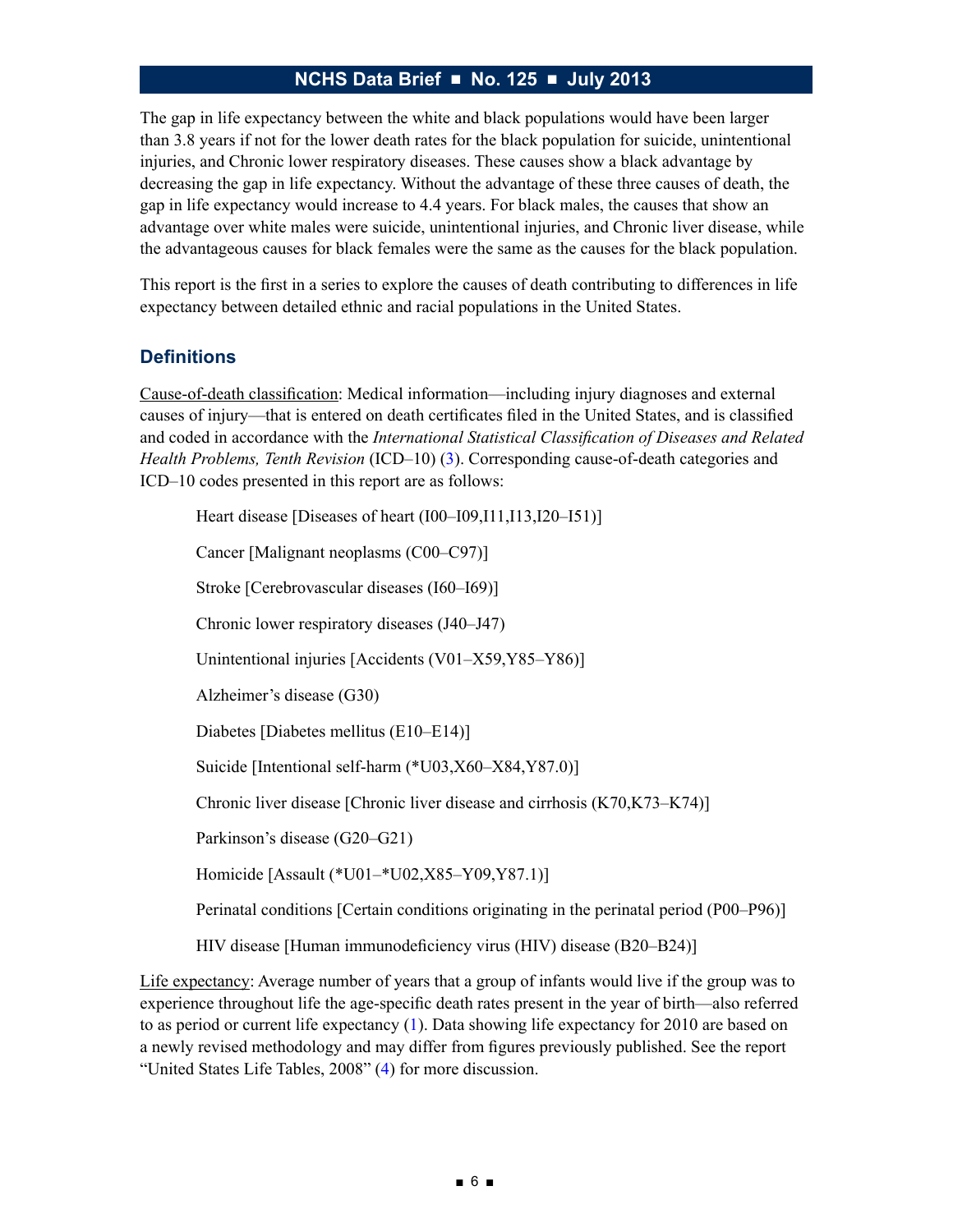The gap in life expectancy between the white and black populations would have been larger than 3.8 years if not for the lower death rates for the black population for suicide, unintentional injuries, and Chronic lower respiratory diseases. These causes show a black advantage by decreasing the gap in life expectancy. Without the advantage of these three causes of death, the gap in life expectancy would increase to 4.4 years. For black males, the causes that show an advantage over white males were suicide, unintentional injuries, and Chronic liver disease, while the advantageous causes for black females were the same as the causes for the black population.

This report is the first in a series to explore the causes of death contributing to differences in life expectancy between detailed ethnic and racial populations in the United States.

## Definitions

Cause-of-death classification: Medical information—including injury diagnoses and external causes of injury—that is entered on death certificates filed in the United States, and is classified and coded in accordance with the *International Statistical Classification of Diseases and Related Health Problems, Tenth Revision* (ICD–10) (3). Corresponding cause-of-death categories and ICD–10 codes presented in this report are as follows:

Heart disease [Diseases of heart (I00–I09,I11,I13,I20–I51)]

Cancer [Malignant neoplasms (C00–C97)]

Stroke [Cerebrovascular diseases (I60–I69)]

Chronic lower respiratory diseases (J40–J47)

Unintentional injuries [Accidents (V01–X59,Y85–Y86)]

Alzheimer's disease (G30)

Diabetes [Diabetes mellitus (E10–E14)]

Suicide [Intentional self-harm (*U03,X60–X84,Y87.0)]

Chronic liver disease [Chronic liver disease and cirrhosis (K70,K73–K74)]

Parkinson's disease (G20–G21)

Homicide [Assault (*U01–*U02,X85–Y09,Y87.1)]

Perinatal conditions [Certain conditions originating in the perinatal period (P00–P96)]

HIV disease [Human immunodeficiency virus (HIV) disease (B20–B24)]

Life expectancy: Average number of years that a group of infants would live if the group was to experience throughout life the age-specific death rates present in the year of birth—also referred to as period or current life expectancy (1). Data showing life expectancy for 2010 are based on a newly revised methodology and may differ from figures previously published. See the report "United States Life Tables, 2008" (4) for more discussion.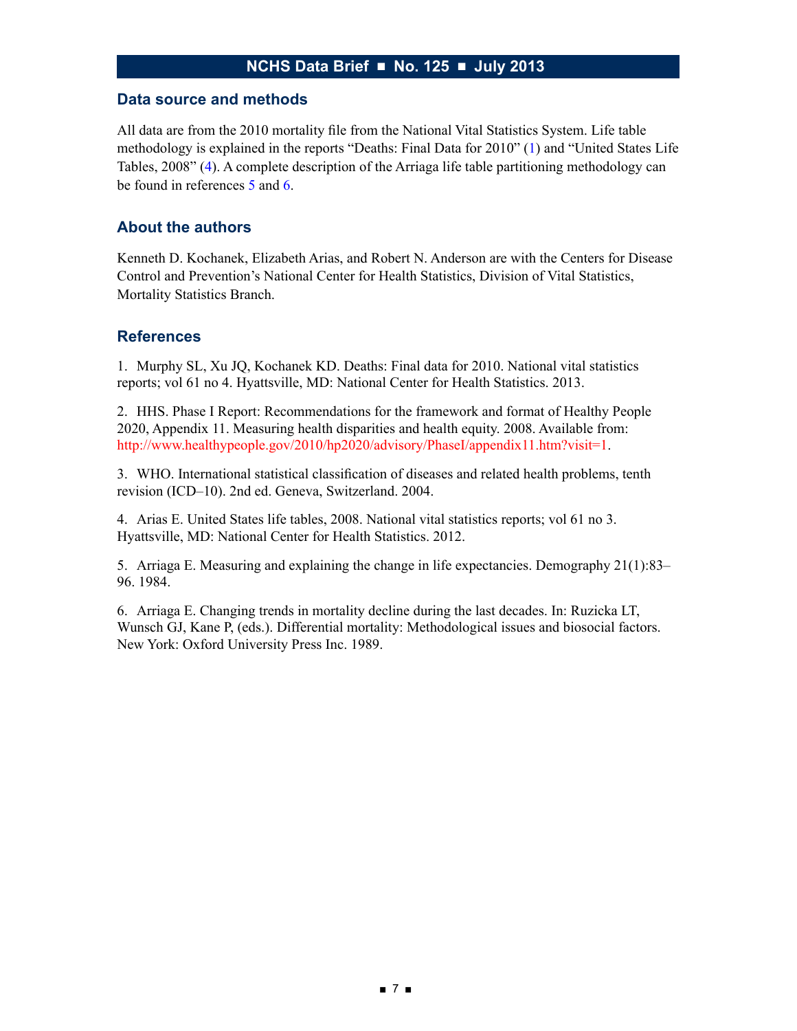## Data source and methods

All data are from the 2010 mortality file from the National Vital Statistics System. Life table methodology is explained in the reports "Deaths: Final Data for 2010" (1) and "United States Life Tables, 2008" (4). A complete description of the Arriaga life table partitioning methodology can be found in references 5 and 6.

## About the authors

Kenneth D. Kochanek, Elizabeth Arias, and Robert N. Anderson are with the Centers for Disease Control and Prevention's National Center for Health Statistics, Division of Vital Statistics, Mortality Statistics Branch.

## References

1. Murphy SL, Xu JQ, Kochanek KD. Deaths: Final data for 2010. National vital statistics reports; vol 61 no 4. Hyattsville, MD: National Center for Health Statistics. 2013.

2. HHS. Phase I Report: Recommendations for the framework and format of Healthy People 2020, Appendix 11. Measuring health disparities and health equity. 2008. Available from: http://www.healthypeople.gov/2010/hp2020/advisory/PhaseI/appendix11.htm?visit=1.

3. WHO. International statistical classification of diseases and related health problems, tenth revision (ICD–10). 2nd ed. Geneva, Switzerland. 2004.

4. Arias E. United States life tables, 2008. National vital statistics reports; vol 61 no 3. Hyattsville, MD: National Center for Health Statistics. 2012.

5. Arriaga E. Measuring and explaining the change in life expectancies. Demography 21(1):83–96. 1984.

6. Arriaga E. Changing trends in mortality decline during the last decades. In: Ruzicka LT, Wunsch GJ, Kane P, (eds.). Differential mortality: Methodological issues and biosocial factors. New York: Oxford University Press Inc. 1989.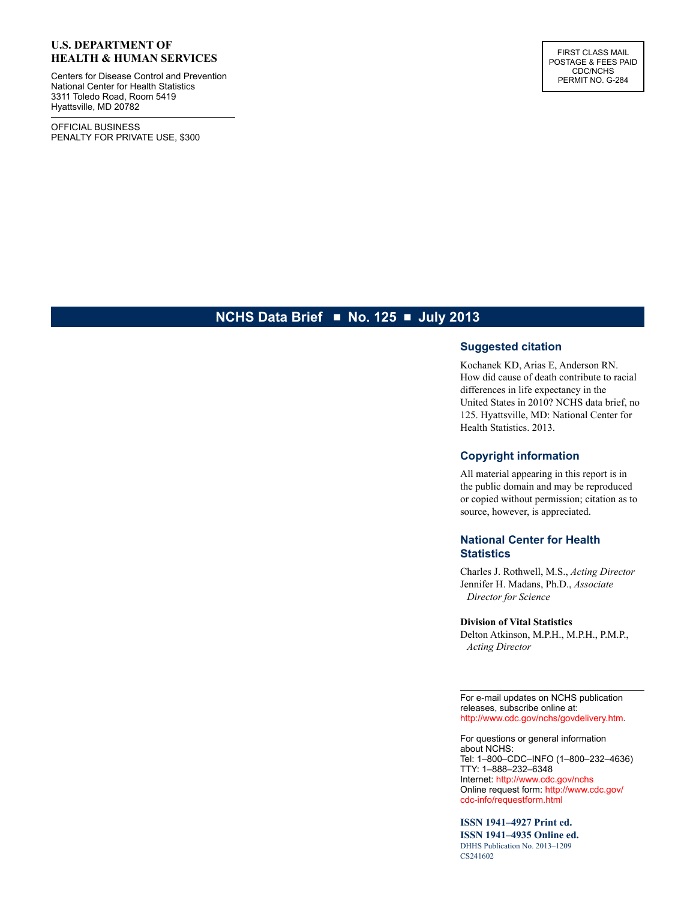**U.S. DEPARTMENT OF HEALTH & HUMAN SERVICES**

Centers for Disease Control and Prevention
National Center for Health Statistics
3311 Toledo Road, Room 5419
Hyattsville, MD 20782

OFFICIAL BUSINESS
PENALTY FOR PRIVATE USE, $300

FIRST CLASS MAIL
POSTAGE & FEES PAID
CDC/NCHS
PERMIT NO. G-284

**NCHS Data Brief ■ No. 125 ■ July 2013**

## Suggested citation

Kochanek KD, Arias E, Anderson RN. How did cause of death contribute to racial differences in life expectancy in the United States in 2010? NCHS data brief, no 125. Hyattsville, MD: National Center for Health Statistics. 2013.

## Copyright information

All material appearing in this report is in the public domain and may be reproduced or copied without permission; citation as to source, however, is appreciated.

## National Center for Health Statistics

Charles J. Rothwell, M.S., *Acting Director*
Jennifer H. Madans, Ph.D., *Associate Director for Science*

**Division of Vital Statistics**
Delton Atkinson, M.P.H., M.P.H., P.M.P., *Acting Director*

For e-mail updates on NCHS publication releases, subscribe online at: http://www.cdc.gov/nchs/govdelivery.htm.

For questions or general information about NCHS:
Tel: 1–800–CDC–INFO (1–800–232–4636)
TTY: 1–888–232–6348
Internet: http://www.cdc.gov/nchs
Online request form: http://www.cdc.gov/cdc-info/requestform.html

**ISSN 1941–4927 Print ed.**
**ISSN 1941–4935 Online ed.**
DHHS Publication No. 2013–1209
CS241602